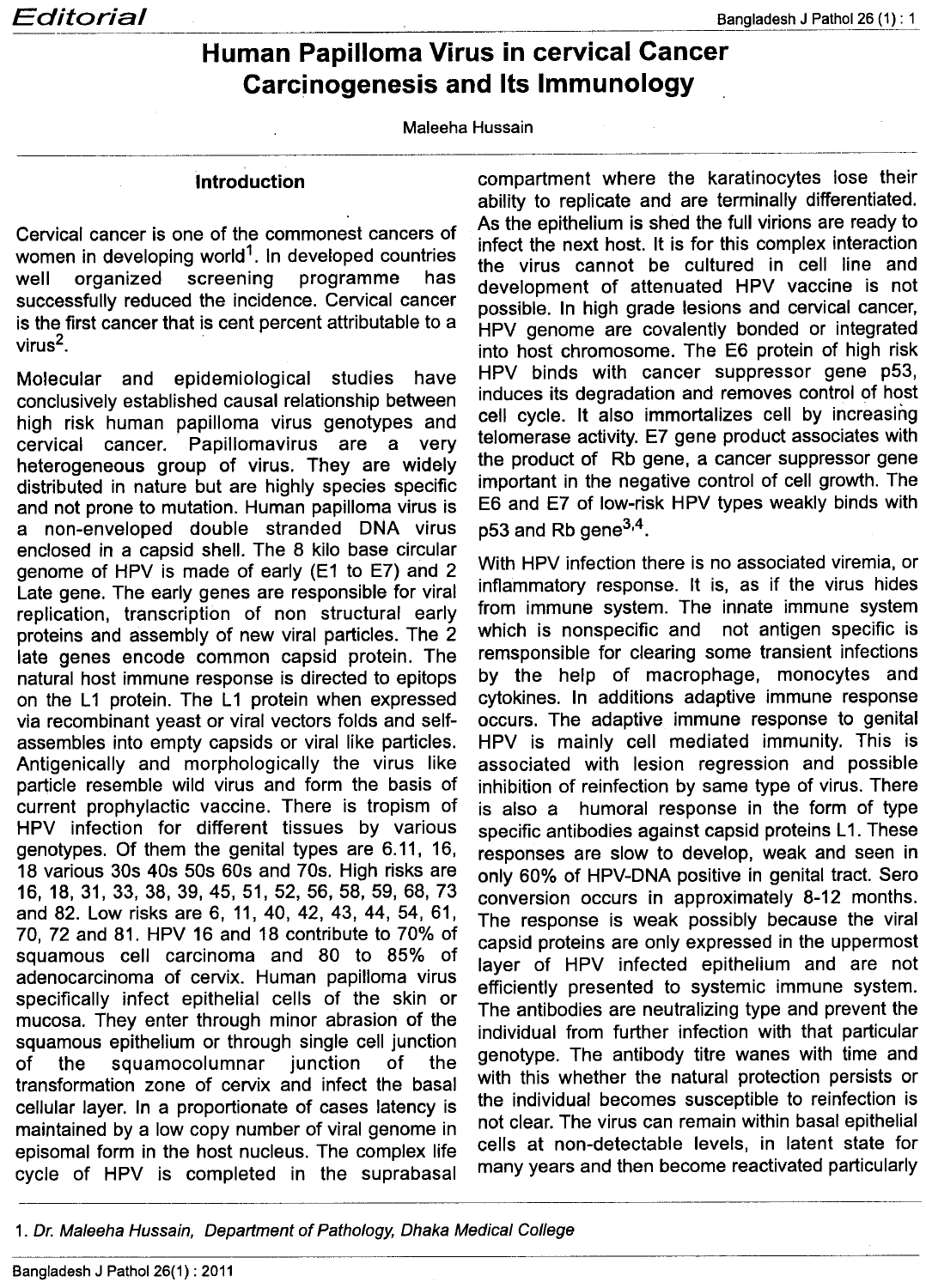Editorial

# Human Papilloma Virus in cervical Cancer Carcinogenesis and Its Immunology

Maleeha Hussain

## Introduction

Cervical cancer is one of the commonest cancers of women in developing world[1]. In developed countries well organized screening programme has successfully reduced the incidence. Cervical cancer is the first cancer that is cent percent attributable to a virus[2].

Molecular and epidemiological studies have conclusively established causal relationship between high risk human papilloma virus genotypes and cervical cancer. Papillomavirus are a very heterogeneous group of virus. They are widely distributed in nature but are highly species specific and not prone to mutation. Human papilloma virus is a non-enveloped double stranded DNA virus enclosed in a capsid shell. The 8 kilo base circular genome of HPV is made of early (E1 to E7) and 2 Late gene. The early genes are responsible for viral replication, transcription of non structural early proteins and assembly of new viral particles. The 2 late genes encode common capsid protein. The natural host immune response is directed to epitops on the L1 protein. The L1 protein when expressed via recombinant yeast or viral vectors folds and self-assembles into empty capsids or viral like particles. Antigenically and morphologically the virus like particle resemble wild virus and form the basis of current prophylactic vaccine. There is tropism of HPV infection for different tissues by various genotypes. Of them the genital types are 6.11, 16, 18 various 30s 40s 50s 60s and 70s. High risks are 16, 18, 31, 33, 38, 39, 45, 51, 52, 56, 58, 59, 68, 73 and 82. Low risks are 6, 11, 40, 42, 43, 44, 54, 61, 70, 72 and 81. HPV 16 and 18 contribute to 70% of squamous cell carcinoma and 80 to 85% of adenocarcinoma of cervix. Human papilloma virus specifically infect epithelial cells of the skin or mucosa. They enter through minor abrasion of the squamous epithelium or through single cell junction of the squamocolumnar junction of the transformation zone of cervix and infect the basal cellular layer. In a proportionate of cases latency is maintained by a low copy number of viral genome in episomal form in the host nucleus. The complex life cycle of HPV is completed in the suprabasal compartment where the karatinocytes lose their ability to replicate and are terminally differentiated. As the epithelium is shed the full virions are ready to infect the next host. It is for this complex interaction the virus cannot be cultured in cell line and development of attenuated HPV vaccine is not possible. In high grade lesions and cervical cancer, HPV genome are covalently bonded or integrated into host chromosome. The E6 protein of high risk HPV binds with cancer suppressor gene p53, induces its degradation and removes control of host cell cycle. It also immortalizes cell by increasing telomerase activity. E7 gene product associates with the product of Rb gene, a cancer suppressor gene important in the negative control of cell growth. The E6 and E7 of low-risk HPV types weakly binds with p53 and Rb gene[3,4].

With HPV infection there is no associated viremia, or inflammatory response. It is, as if the virus hides from immune system. The innate immune system which is nonspecific and not antigen specific is remsponsible for clearing some transient infections by the help of macrophage, monocytes and cytokines. In additions adaptive immune response occurs. The adaptive immune response to genital HPV is mainly cell mediated immunity. This is associated with lesion regression and possible inhibition of reinfection by same type of virus. There is also a humoral response in the form of type specific antibodies against capsid proteins L1. These responses are slow to develop, weak and seen in only 60% of HPV-DNA positive in genital tract. Sero conversion occurs in approximately 8-12 months. The response is weak possibly because the viral capsid proteins are only expressed in the uppermost layer of HPV infected epithelium and are not efficiently presented to systemic immune system. The antibodies are neutralizing type and prevent the individual from further infection with that particular genotype. The antibody titre wanes with time and with this whether the natural protection persists or the individual becomes susceptible to reinfection is not clear. The virus can remain within basal epithelial cells at non-detectable levels, in latent state for many years and then become reactivated particularly

1. *Dr. Maleeha Hussain, Department of Pathology, Dhaka Medical College*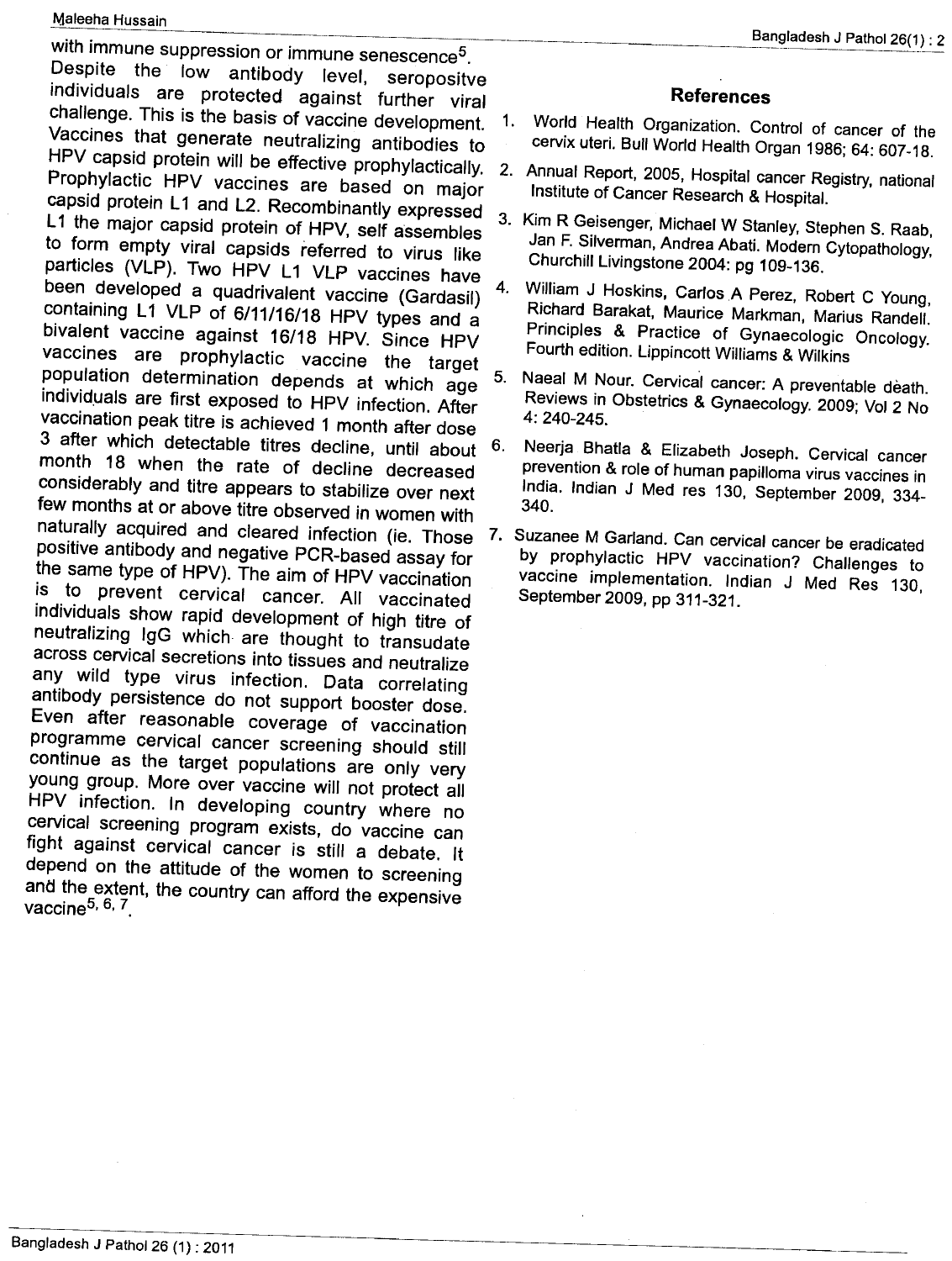with immune suppression or immune senescence[5]. Despite the low antibody level, seropositve individuals are protected against further viral challenge. This is the basis of vaccine development. Vaccines that generate neutralizing antibodies to HPV capsid protein will be effective prophylactically. Prophylactic HPV vaccines are based on major capsid protein L1 and L2. Recombinantly expressed L1 the major capsid protein of HPV, self assembles to form empty viral capsids referred to virus like particles (VLP). Two HPV L1 VLP vaccines have been developed a quadrivalent vaccine (Gardasil) containing L1 VLP of 6/11/16/18 HPV types and a bivalent vaccine against 16/18 HPV. Since HPV vaccines are prophylactic vaccine the target population determination depends at which age individuals are first exposed to HPV infection. After vaccination peak titre is achieved 1 month after dose 3 after which detectable titres decline, until about month 18 when the rate of decline decreased considerably and titre appears to stabilize over next few months at or above titre observed in women with naturally acquired and cleared infection (ie. Those positive antibody and negative PCR-based assay for the same type of HPV). The aim of HPV vaccination is to prevent cervical cancer. All vaccinated individuals show rapid development of high titre of neutralizing IgG which are thought to transudate across cervical secretions into tissues and neutralize any wild type virus infection. Data correlating antibody persistence do not support booster dose. Even after reasonable coverage of vaccination programme cervical cancer screening should still continue as the target populations are only very young group. More over vaccine will not protect all HPV infection. In developing country where no cervical screening program exists, do vaccine can fight against cervical cancer is still a debate. It depend on the attitude of the women to screening and the extent, the country can afford the expensive vaccine[5, 6, 7].

## References

1. World Health Organization. Control of cancer of the cervix uteri. Bull World Health Organ 1986; 64: 607-18.
2. Annual Report, 2005, Hospital cancer Registry, national Institute of Cancer Research & Hospital.
3. Kim R Geisenger, Michael W Stanley, Stephen S. Raab, Jan F. Silverman, Andrea Abati. Modern Cytopathology, Churchill Livingstone 2004: pg 109-136.
4. William J Hoskins, Carlos A Perez, Robert C Young, Richard Barakat, Maurice Markman, Marius Randell. Principles & Practice of Gynaecologic Oncology. Fourth edition. Lippincott Williams & Wilkins
5. Naeal M Nour. Cervical cancer: A preventable death. Reviews in Obstetrics & Gynaecology. 2009; Vol 2 No 4: 240-245.
6. Neerja Bhatla & Elizabeth Joseph. Cervical cancer prevention & role of human papilloma virus vaccines in India. Indian J Med res 130, September 2009, 334-340.
7. Suzanee M Garland. Can cervical cancer be eradicated by prophylactic HPV vaccination? Challenges to vaccine implementation. Indian J Med Res 130, September 2009, pp 311-321.